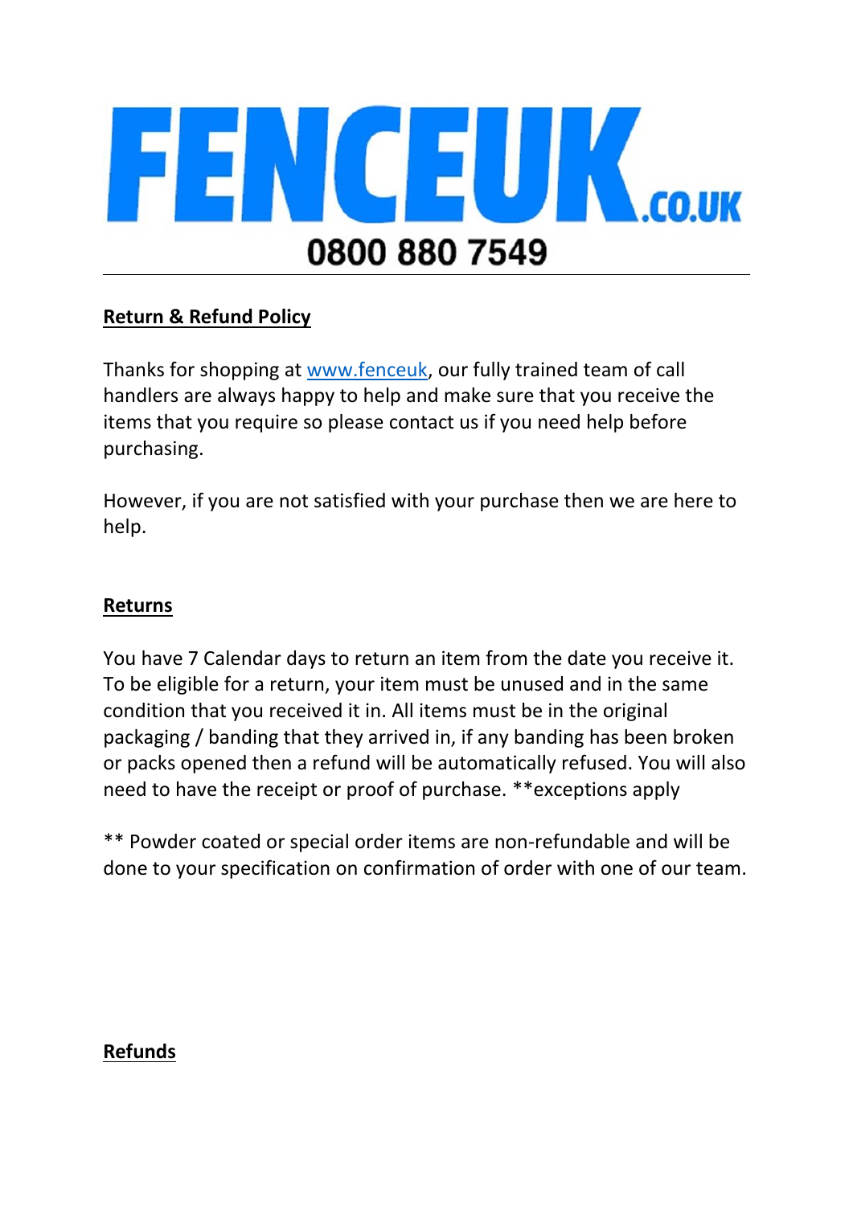# FENCEUK.CO.UK

**0800 880 7549**

---

## Return & Refund Policy

Thanks for shopping at [www.fenceuk](www.fenceuk), our fully trained team of call handlers are always happy to help and make sure that you receive the items that you require so please contact us if you need help before purchasing.

However, if you are not satisfied with your purchase then we are here to help.

## Returns

You have 7 Calendar days to return an item from the date you receive it. To be eligible for a return, your item must be unused and in the same condition that you received it in. All items must be in the original packaging / banding that they arrived in, if any banding has been broken or packs opened then a refund will be automatically refused. You will also need to have the receipt or proof of purchase. **exceptions apply

** Powder coated or special order items are non-refundable and will be done to your specification on confirmation of order with one of our team.

## Refunds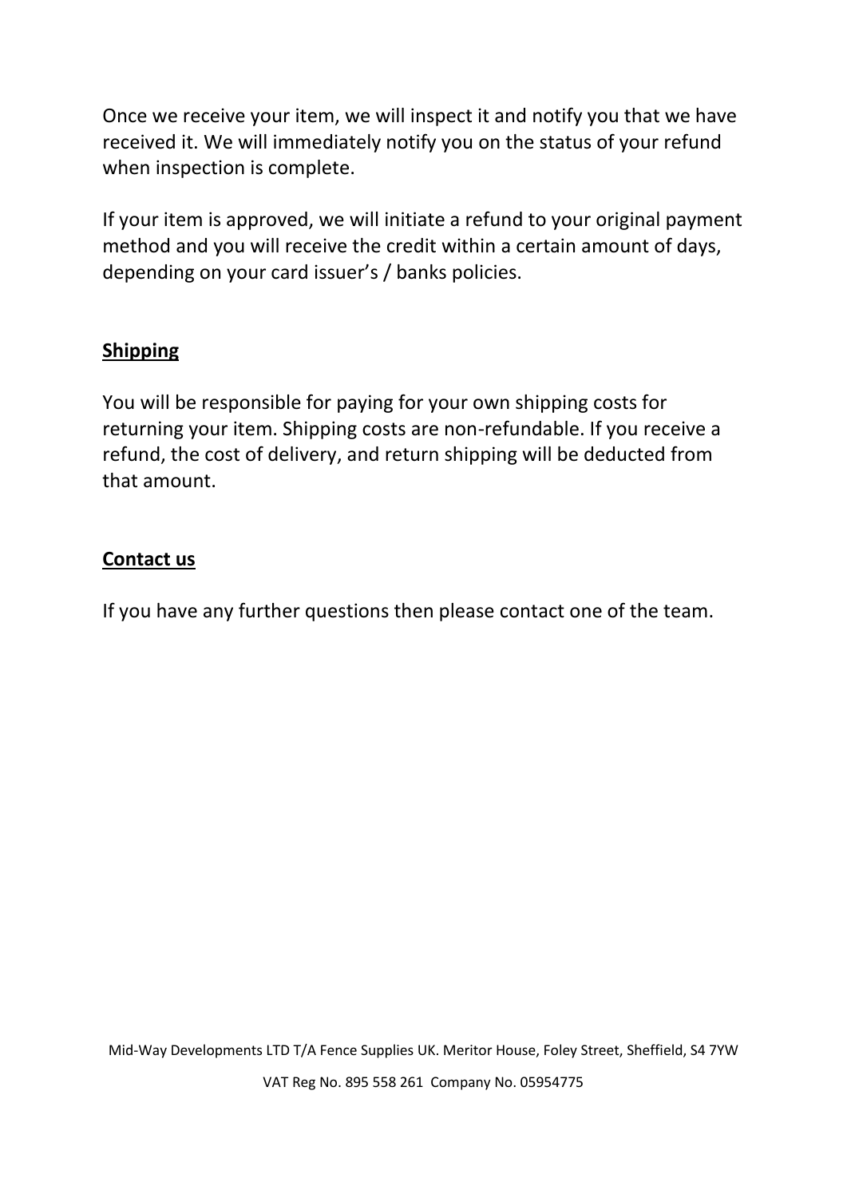Once we receive your item, we will inspect it and notify you that we have received it. We will immediately notify you on the status of your refund when inspection is complete.

If your item is approved, we will initiate a refund to your original payment method and you will receive the credit within a certain amount of days, depending on your card issuer's / banks policies.

## Shipping

You will be responsible for paying for your own shipping costs for returning your item. Shipping costs are non-refundable. If you receive a refund, the cost of delivery, and return shipping will be deducted from that amount.

## Contact us

If you have any further questions then please contact one of the team.